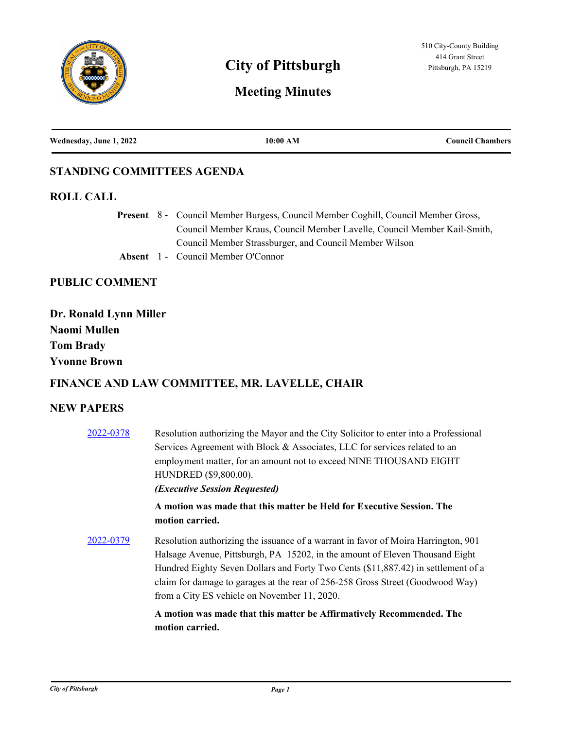# City of Pittsburgh

## Meeting Minutes

510 City-County Building
414 Grant Street
Pittsburgh, PA 15219

**Wednesday, June 1, 2022** | **10:00 AM** | **Council Chambers**

## STANDING COMMITTEES AGENDA

## ROLL CALL

**Present** 8 - Council Member Burgess, Council Member Coghill, Council Member Gross, Council Member Kraus, Council Member Lavelle, Council Member Kail-Smith, Council Member Strassburger, and Council Member Wilson

**Absent** 1 - Council Member O'Connor

## PUBLIC COMMENT

**Dr. Ronald Lynn Miller**

**Naomi Mullen**

**Tom Brady**

**Yvonne Brown**

## FINANCE AND LAW COMMITTEE, MR. LAVELLE, CHAIR

## NEW PAPERS

2022-0378 Resolution authorizing the Mayor and the City Solicitor to enter into a Professional Services Agreement with Block & Associates, LLC for services related to an employment matter, for an amount not to exceed NINE THOUSAND EIGHT HUNDRED ($9,800.00).

***(Executive Session Requested)***

**A motion was made that this matter be Held for Executive Session. The motion carried.**

2022-0379 Resolution authorizing the issuance of a warrant in favor of Moira Harrington, 901 Halsage Avenue, Pittsburgh, PA 15202, in the amount of Eleven Thousand Eight Hundred Eighty Seven Dollars and Forty Two Cents ($11,887.42) in settlement of a claim for damage to garages at the rear of 256-258 Gross Street (Goodwood Way) from a City ES vehicle on November 11, 2020.

**A motion was made that this matter be Affirmatively Recommended. The motion carried.**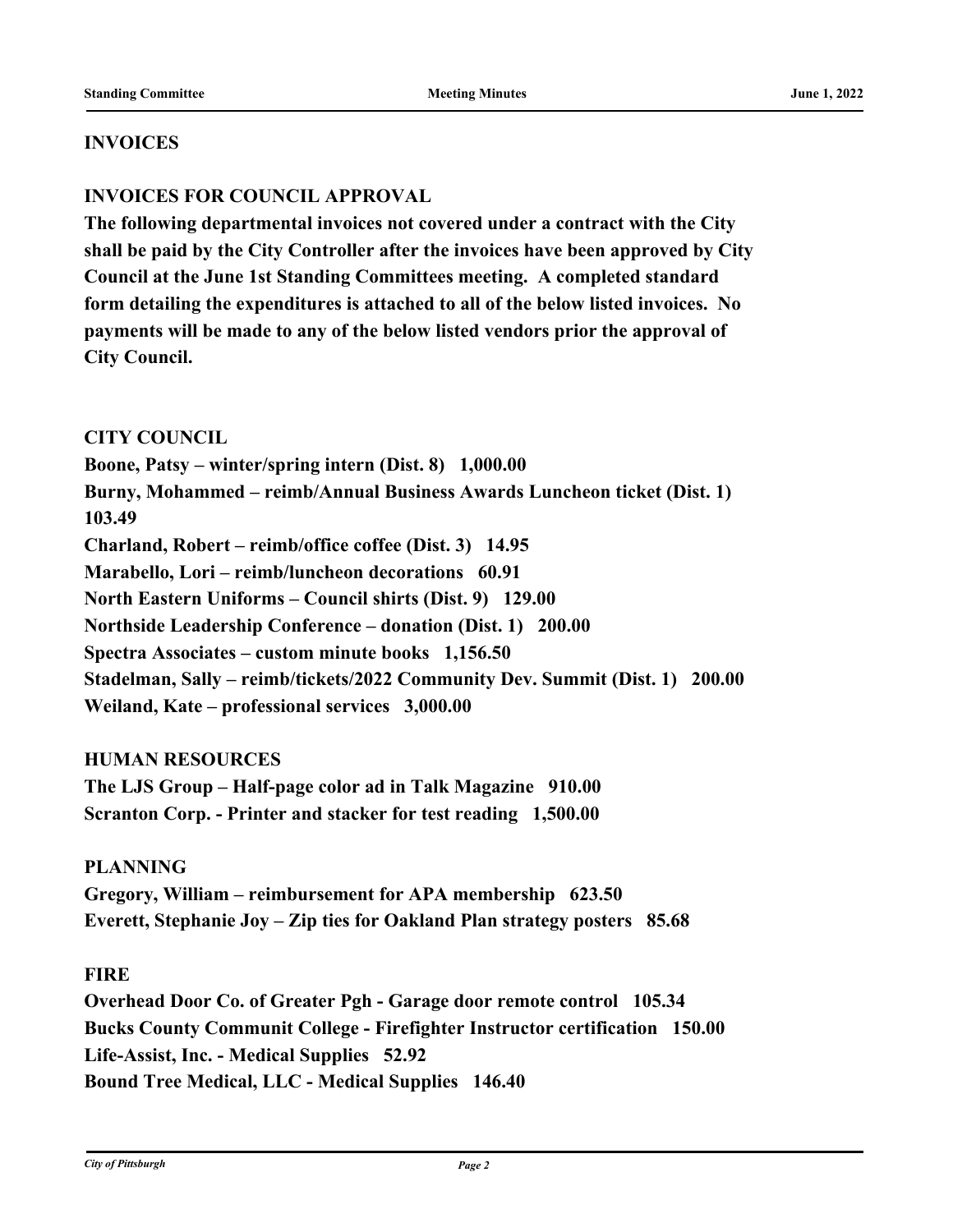## INVOICES

### INVOICES FOR COUNCIL APPROVAL

**The following departmental invoices not covered under a contract with the City shall be paid by the City Controller after the invoices have been approved by City Council at the June 1st Standing Committees meeting. A completed standard form detailing the expenditures is attached to all of the below listed invoices. No payments will be made to any of the below listed vendors prior the approval of City Council.**

**CITY COUNCIL**

**Boone, Patsy – winter/spring intern (Dist. 8) 1,000.00**
**Burny, Mohammed – reimb/Annual Business Awards Luncheon ticket (Dist. 1) 103.49**
**Charland, Robert – reimb/office coffee (Dist. 3) 14.95**
**Marabello, Lori – reimb/luncheon decorations 60.91**
**North Eastern Uniforms – Council shirts (Dist. 9) 129.00**
**Northside Leadership Conference – donation (Dist. 1) 200.00**
**Spectra Associates – custom minute books 1,156.50**
**Stadelman, Sally – reimb/tickets/2022 Community Dev. Summit (Dist. 1) 200.00**
**Weiland, Kate – professional services 3,000.00**

**HUMAN RESOURCES**

**The LJS Group – Half-page color ad in Talk Magazine 910.00**
**Scranton Corp. - Printer and stacker for test reading 1,500.00**

**PLANNING**

**Gregory, William – reimbursement for APA membership 623.50**
**Everett, Stephanie Joy – Zip ties for Oakland Plan strategy posters 85.68**

**FIRE**

**Overhead Door Co. of Greater Pgh - Garage door remote control 105.34**
**Bucks County Communit College - Firefighter Instructor certification 150.00**
**Life-Assist, Inc. - Medical Supplies 52.92**
**Bound Tree Medical, LLC - Medical Supplies 146.40**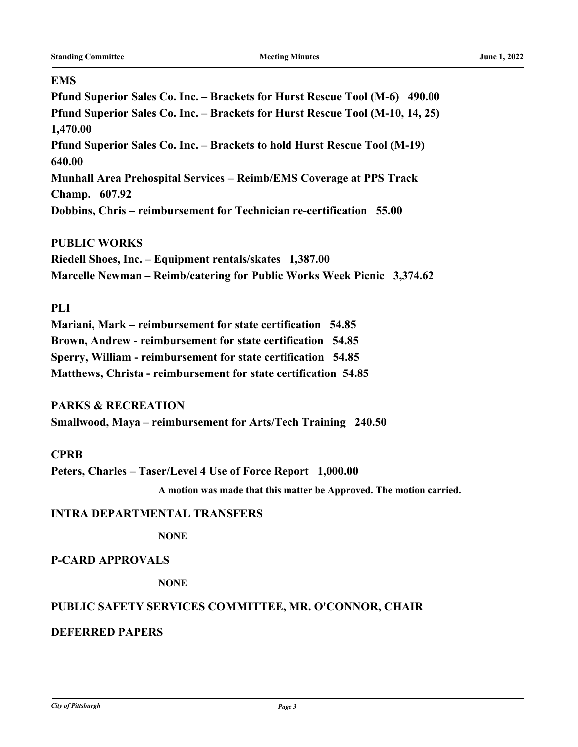**EMS**

**Pfund Superior Sales Co. Inc. – Brackets for Hurst Rescue Tool (M-6) 490.00**
**Pfund Superior Sales Co. Inc. – Brackets for Hurst Rescue Tool (M-10, 14, 25) 1,470.00**
**Pfund Superior Sales Co. Inc. – Brackets to hold Hurst Rescue Tool (M-19) 640.00**
**Munhall Area Prehospital Services – Reimb/EMS Coverage at PPS Track Champ. 607.92**
**Dobbins, Chris – reimbursement for Technician re-certification 55.00**

**PUBLIC WORKS**

**Riedell Shoes, Inc. – Equipment rentals/skates 1,387.00**
**Marcelle Newman – Reimb/catering for Public Works Week Picnic 3,374.62**

**PLI**

**Mariani, Mark – reimbursement for state certification 54.85**
**Brown, Andrew - reimbursement for state certification 54.85**
**Sperry, William - reimbursement for state certification 54.85**
**Matthews, Christa - reimbursement for state certification 54.85**

**PARKS & RECREATION**

**Smallwood, Maya – reimbursement for Arts/Tech Training 240.50**

**CPRB**

**Peters, Charles – Taser/Level 4 Use of Force Report 1,000.00**

**A motion was made that this matter be Approved. The motion carried.**

## INTRA DEPARTMENTAL TRANSFERS

**NONE**

## P-CARD APPROVALS

**NONE**

## PUBLIC SAFETY SERVICES COMMITTEE, MR. O'CONNOR, CHAIR

## DEFERRED PAPERS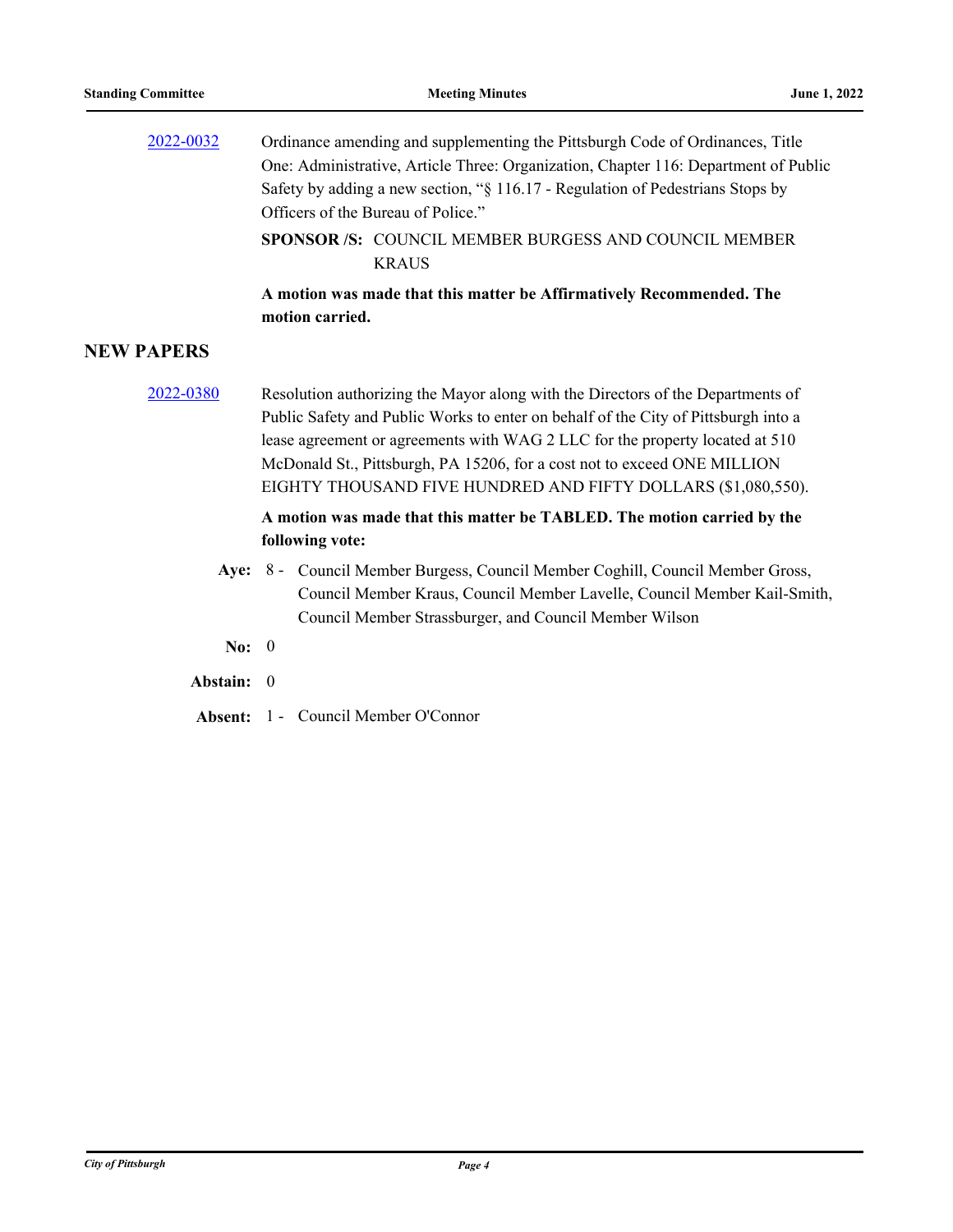[2022-0032] Ordinance amending and supplementing the Pittsburgh Code of Ordinances, Title One: Administrative, Article Three: Organization, Chapter 116: Department of Public Safety by adding a new section, "§ 116.17 - Regulation of Pedestrians Stops by Officers of the Bureau of Police."

**SPONSOR /S:** COUNCIL MEMBER BURGESS AND COUNCIL MEMBER KRAUS

**A motion was made that this matter be Affirmatively Recommended. The motion carried.**

## NEW PAPERS

[2022-0380] Resolution authorizing the Mayor along with the Directors of the Departments of Public Safety and Public Works to enter on behalf of the City of Pittsburgh into a lease agreement or agreements with WAG 2 LLC for the property located at 510 McDonald St., Pittsburgh, PA 15206, for a cost not to exceed ONE MILLION EIGHTY THOUSAND FIVE HUNDRED AND FIFTY DOLLARS ($1,080,550).

**A motion was made that this matter be TABLED. The motion carried by the following vote:**

**Aye:** 8 - Council Member Burgess, Council Member Coghill, Council Member Gross, Council Member Kraus, Council Member Lavelle, Council Member Kail-Smith, Council Member Strassburger, and Council Member Wilson

**No:** 0

**Abstain:** 0

**Absent:** 1 - Council Member O'Connor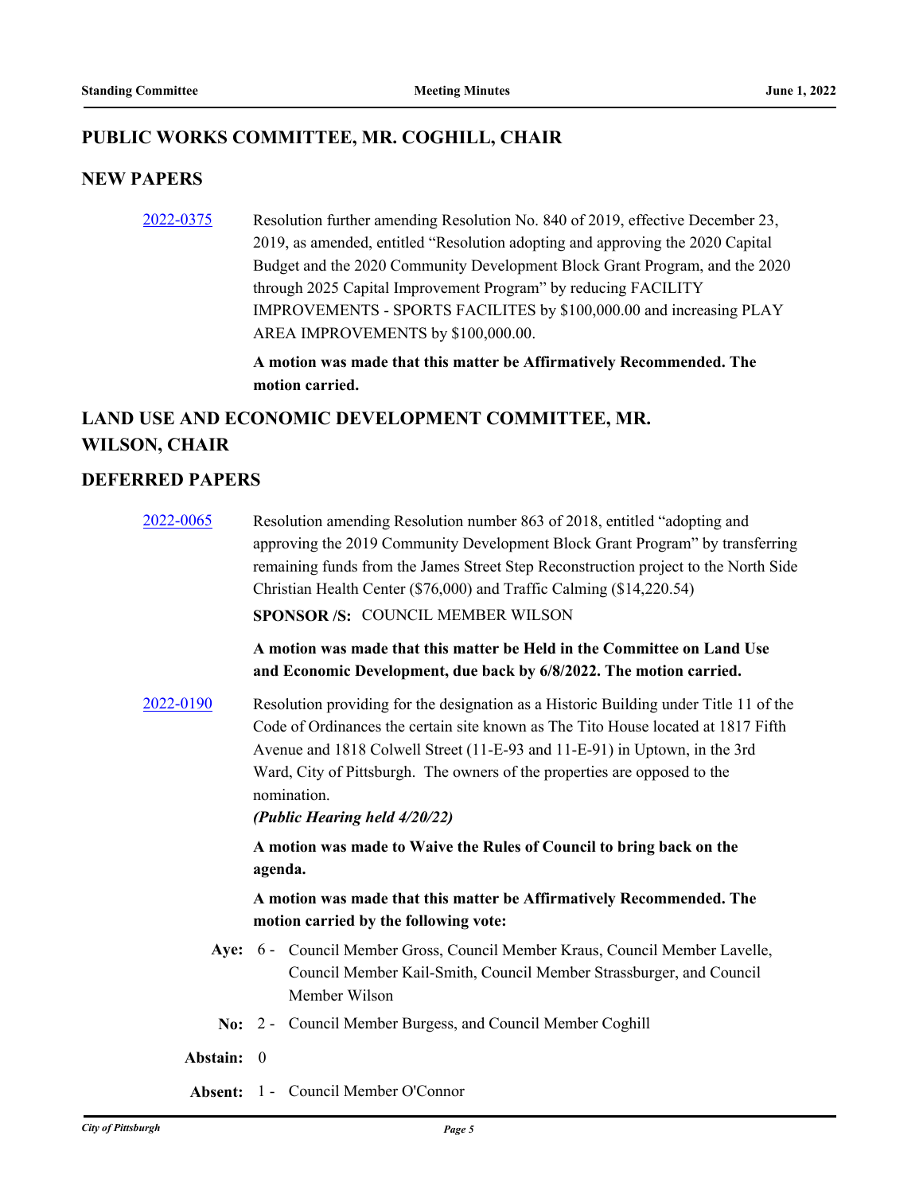## PUBLIC WORKS COMMITTEE, MR. COGHILL, CHAIR

### NEW PAPERS

[2022-0375] Resolution further amending Resolution No. 840 of 2019, effective December 23, 2019, as amended, entitled "Resolution adopting and approving the 2020 Capital Budget and the 2020 Community Development Block Grant Program, and the 2020 through 2025 Capital Improvement Program" by reducing FACILITY IMPROVEMENTS - SPORTS FACILITES by $100,000.00 and increasing PLAY AREA IMPROVEMENTS by $100,000.00.

**A motion was made that this matter be Affirmatively Recommended. The motion carried.**

## LAND USE AND ECONOMIC DEVELOPMENT COMMITTEE, MR. WILSON, CHAIR

### DEFERRED PAPERS

[2022-0065] Resolution amending Resolution number 863 of 2018, entitled "adopting and approving the 2019 Community Development Block Grant Program" by transferring remaining funds from the James Street Step Reconstruction project to the North Side Christian Health Center ($76,000) and Traffic Calming ($14,220.54)

**SPONSOR /S:** COUNCIL MEMBER WILSON

**A motion was made that this matter be Held in the Committee on Land Use and Economic Development, due back by 6/8/2022. The motion carried.**

[2022-0190] Resolution providing for the designation as a Historic Building under Title 11 of the Code of Ordinances the certain site known as The Tito House located at 1817 Fifth Avenue and 1818 Colwell Street (11-E-93 and 11-E-91) in Uptown, in the 3rd Ward, City of Pittsburgh. The owners of the properties are opposed to the nomination.

***(Public Hearing held 4/20/22)***

**A motion was made to Waive the Rules of Council to bring back on the agenda.**

**A motion was made that this matter be Affirmatively Recommended. The motion carried by the following vote:**

**Aye:** 6 - Council Member Gross, Council Member Kraus, Council Member Lavelle, Council Member Kail-Smith, Council Member Strassburger, and Council Member Wilson

**No:** 2 - Council Member Burgess, and Council Member Coghill

**Abstain:** 0

**Absent:** 1 - Council Member O'Connor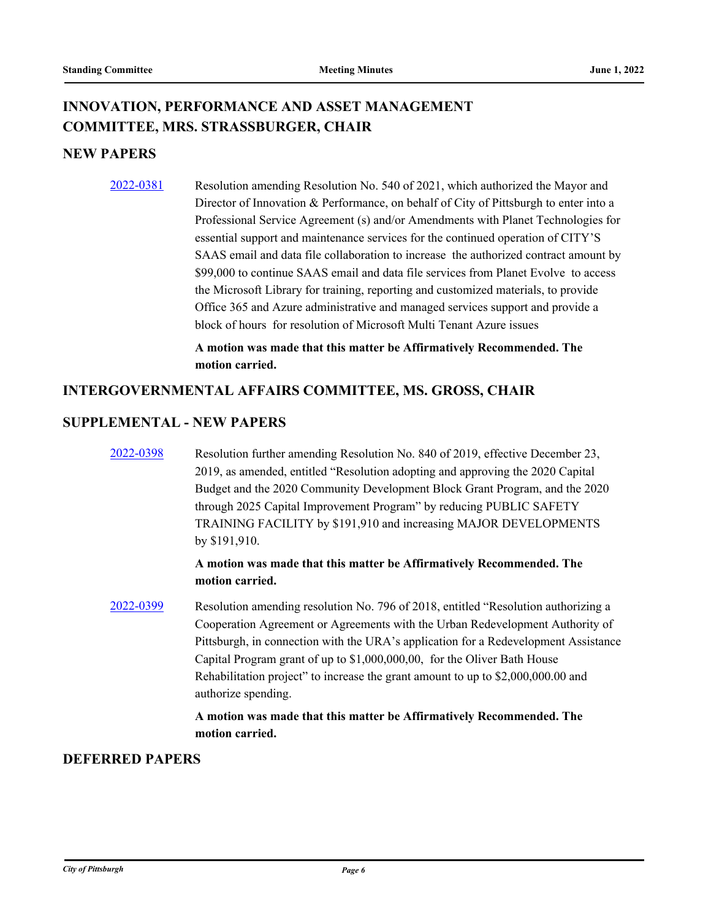## INNOVATION, PERFORMANCE AND ASSET MANAGEMENT COMMITTEE, MRS. STRASSBURGER, CHAIR

## NEW PAPERS

2022-0381 Resolution amending Resolution No. 540 of 2021, which authorized the Mayor and Director of Innovation & Performance, on behalf of City of Pittsburgh to enter into a Professional Service Agreement (s) and/or Amendments with Planet Technologies for essential support and maintenance services for the continued operation of CITY'S SAAS email and data file collaboration to increase the authorized contract amount by $99,000 to continue SAAS email and data file services from Planet Evolve to access the Microsoft Library for training, reporting and customized materials, to provide Office 365 and Azure administrative and managed services support and provide a block of hours for resolution of Microsoft Multi Tenant Azure issues

**A motion was made that this matter be Affirmatively Recommended. The motion carried.**

## INTERGOVERNMENTAL AFFAIRS COMMITTEE, MS. GROSS, CHAIR

## SUPPLEMENTAL - NEW PAPERS

2022-0398 Resolution further amending Resolution No. 840 of 2019, effective December 23, 2019, as amended, entitled "Resolution adopting and approving the 2020 Capital Budget and the 2020 Community Development Block Grant Program, and the 2020 through 2025 Capital Improvement Program" by reducing PUBLIC SAFETY TRAINING FACILITY by $191,910 and increasing MAJOR DEVELOPMENTS by $191,910.

**A motion was made that this matter be Affirmatively Recommended. The motion carried.**

2022-0399 Resolution amending resolution No. 796 of 2018, entitled "Resolution authorizing a Cooperation Agreement or Agreements with the Urban Redevelopment Authority of Pittsburgh, in connection with the URA's application for a Redevelopment Assistance Capital Program grant of up to $1,000,000,00, for the Oliver Bath House Rehabilitation project" to increase the grant amount to up to $2,000,000.00 and authorize spending.

**A motion was made that this matter be Affirmatively Recommended. The motion carried.**

## DEFERRED PAPERS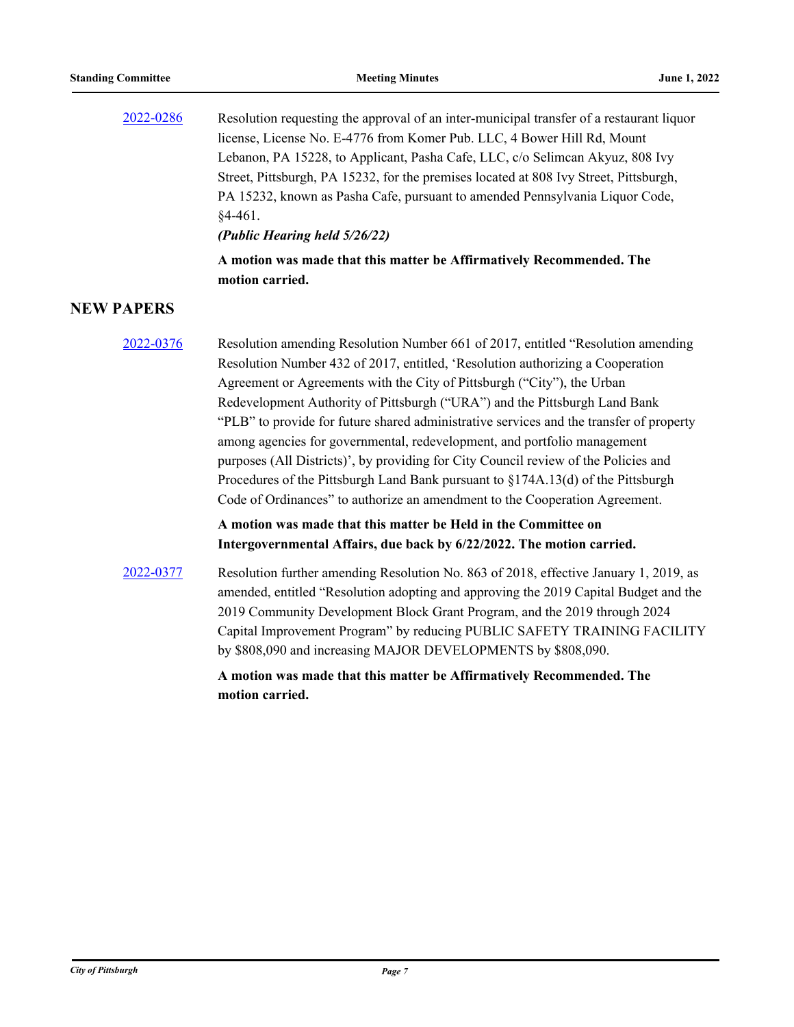2022-0286 Resolution requesting the approval of an inter-municipal transfer of a restaurant liquor license, License No. E-4776 from Komer Pub. LLC, 4 Bower Hill Rd, Mount Lebanon, PA 15228, to Applicant, Pasha Cafe, LLC, c/o Selimcan Akyuz, 808 Ivy Street, Pittsburgh, PA 15232, for the premises located at 808 Ivy Street, Pittsburgh, PA 15232, known as Pasha Cafe, pursuant to amended Pennsylvania Liquor Code, §4-461.

***(Public Hearing held 5/26/22)***

**A motion was made that this matter be Affirmatively Recommended. The motion carried.**

## NEW PAPERS

2022-0376 Resolution amending Resolution Number 661 of 2017, entitled “Resolution amending Resolution Number 432 of 2017, entitled, ‘Resolution authorizing a Cooperation Agreement or Agreements with the City of Pittsburgh (“City”), the Urban Redevelopment Authority of Pittsburgh (“URA”) and the Pittsburgh Land Bank “PLB” to provide for future shared administrative services and the transfer of property among agencies for governmental, redevelopment, and portfolio management purposes (All Districts)’, by providing for City Council review of the Policies and Procedures of the Pittsburgh Land Bank pursuant to §174A.13(d) of the Pittsburgh Code of Ordinances” to authorize an amendment to the Cooperation Agreement.

**A motion was made that this matter be Held in the Committee on Intergovernmental Affairs, due back by 6/22/2022. The motion carried.**

2022-0377 Resolution further amending Resolution No. 863 of 2018, effective January 1, 2019, as amended, entitled “Resolution adopting and approving the 2019 Capital Budget and the 2019 Community Development Block Grant Program, and the 2019 through 2024 Capital Improvement Program” by reducing PUBLIC SAFETY TRAINING FACILITY by $808,090 and increasing MAJOR DEVELOPMENTS by $808,090.

**A motion was made that this matter be Affirmatively Recommended. The motion carried.**